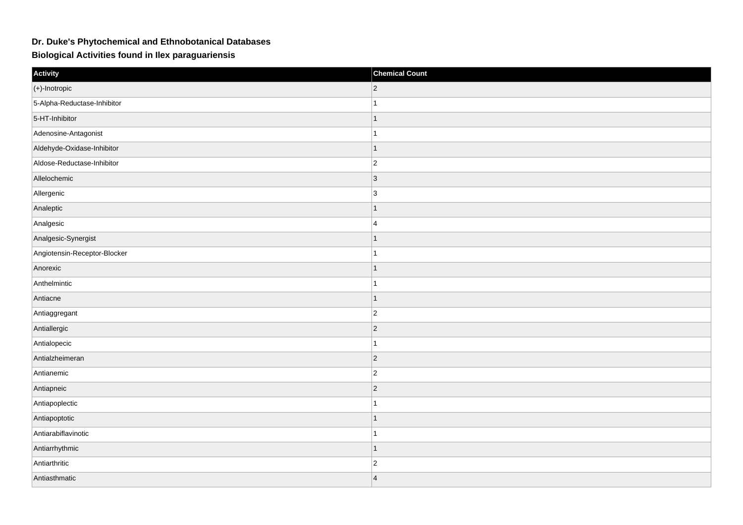# Dr. Duke's Phytochemical and Ethnobotanical Databases

## Biological Activities found in Ilex paraguariensis

| Activity | Chemical Count |
| --- | --- |
| (+)-Inotropic | 2 |
| 5-Alpha-Reductase-Inhibitor | 1 |
| 5-HT-Inhibitor | 1 |
| Adenosine-Antagonist | 1 |
| Aldehyde-Oxidase-Inhibitor | 1 |
| Aldose-Reductase-Inhibitor | 2 |
| Allelochemic | 3 |
| Allergenic | 3 |
| Analeptic | 1 |
| Analgesic | 4 |
| Analgesic-Synergist | 1 |
| Angiotensin-Receptor-Blocker | 1 |
| Anorexic | 1 |
| Anthelmintic | 1 |
| Antiacne | 1 |
| Antiaggregant | 2 |
| Antiallergic | 2 |
| Antialopecic | 1 |
| Antialzheimeran | 2 |
| Antianemic | 2 |
| Antiapneic | 2 |
| Antiapoplectic | 1 |
| Antiapoptotic | 1 |
| Antiarabiflavinotic | 1 |
| Antiarrhythmic | 1 |
| Antiarthritic | 2 |
| Antiasthmatic | 4 |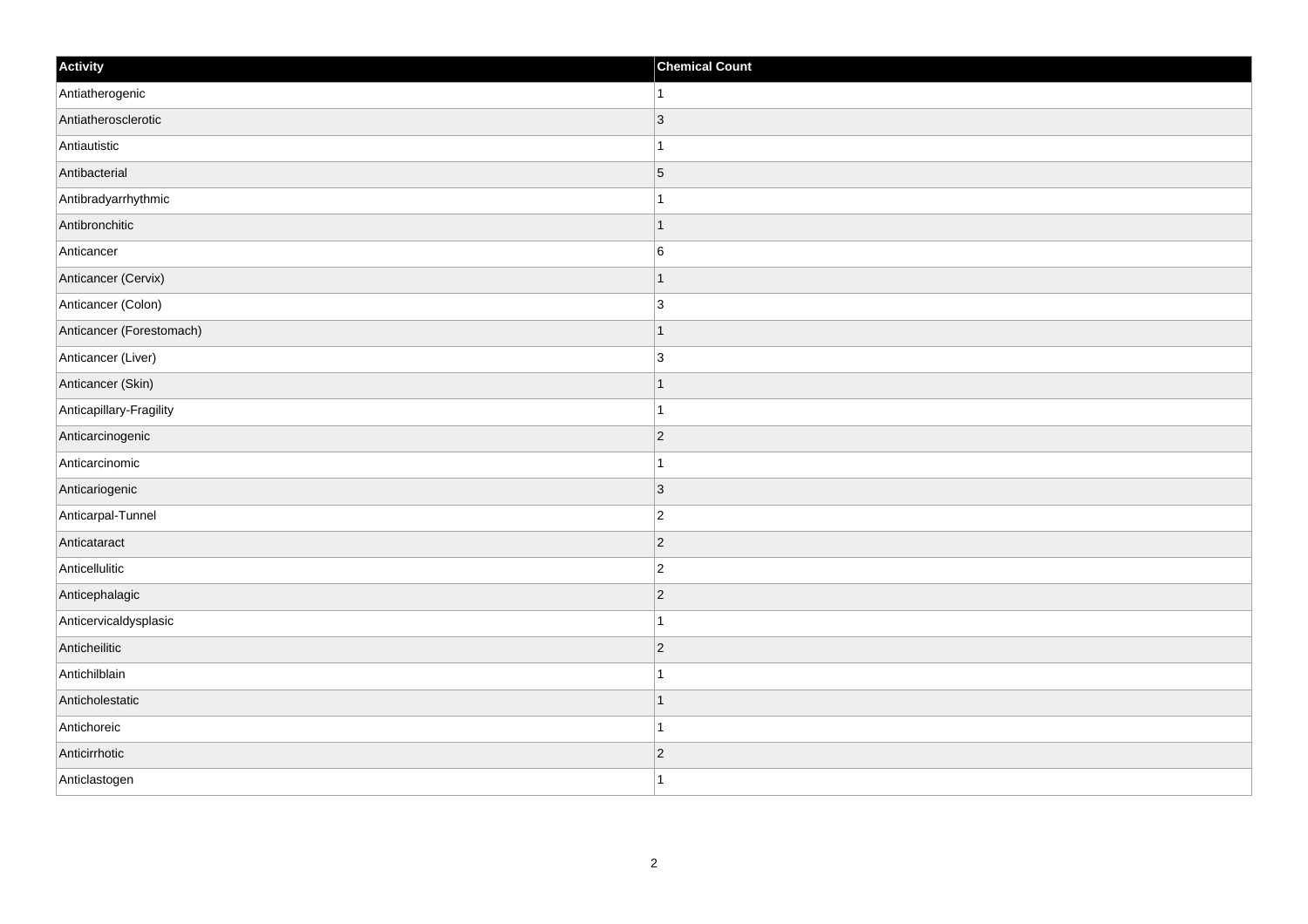| Activity | Chemical Count |
| --- | --- |
| Antiatherogenic | 1 |
| Antiatherosclerotic | 3 |
| Antiautistic | 1 |
| Antibacterial | 5 |
| Antibradyarrhythmic | 1 |
| Antibronchitic | 1 |
| Anticancer | 6 |
| Anticancer (Cervix) | 1 |
| Anticancer (Colon) | 3 |
| Anticancer (Forestomach) | 1 |
| Anticancer (Liver) | 3 |
| Anticancer (Skin) | 1 |
| Anticapillary-Fragility | 1 |
| Anticarcinogenic | 2 |
| Anticarcinomic | 1 |
| Anticariogenic | 3 |
| Anticarpal-Tunnel | 2 |
| Anticataract | 2 |
| Anticellulitic | 2 |
| Anticephalagic | 2 |
| Anticervicaldysplasic | 1 |
| Anticheilitic | 2 |
| Antichilblain | 1 |
| Anticholestatic | 1 |
| Antichoreic | 1 |
| Anticirrhotic | 2 |
| Anticlastogen | 1 |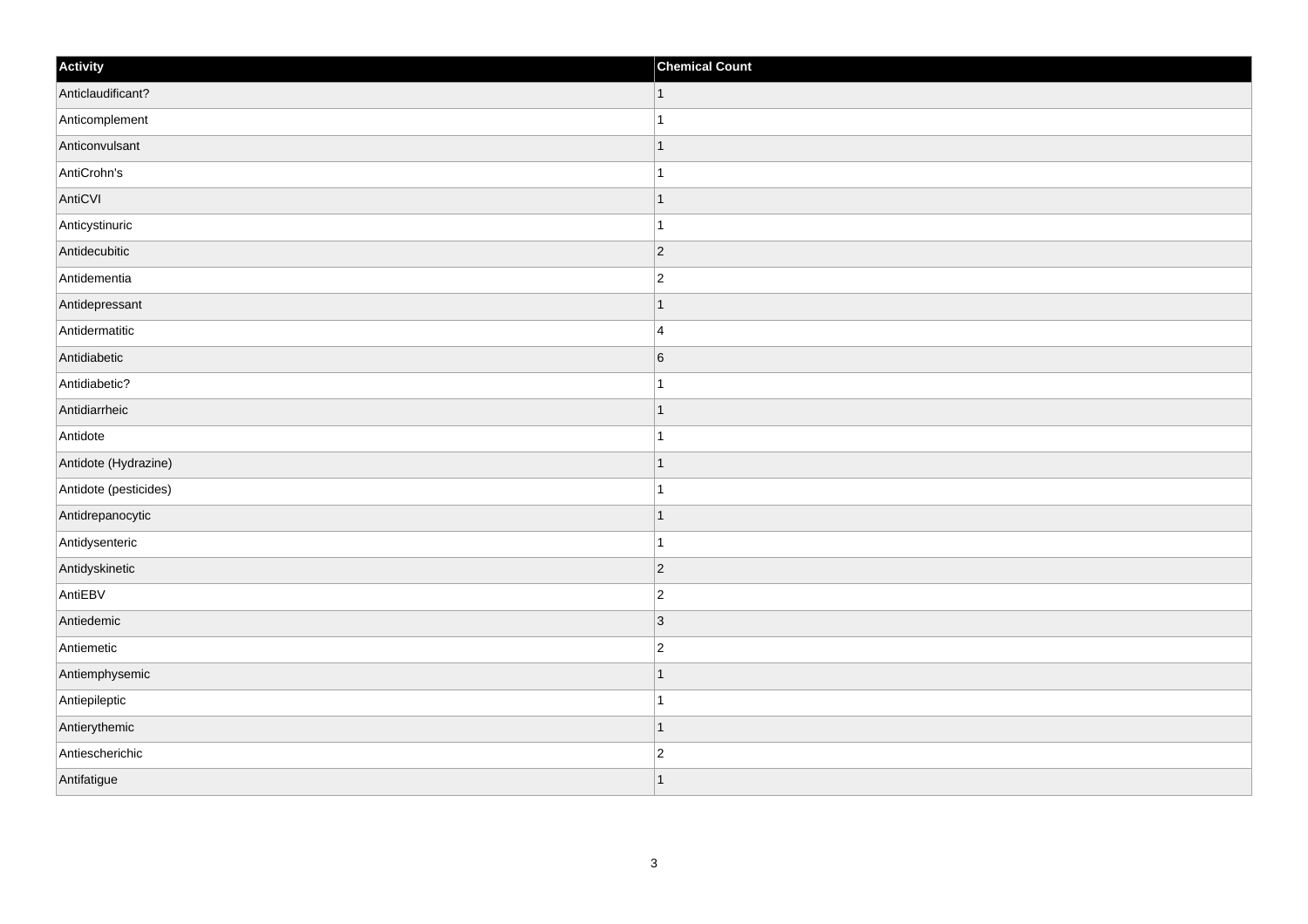| Activity | Chemical Count |
| --- | --- |
| Anticlaudificant? | 1 |
| Anticomplement | 1 |
| Anticonvulsant | 1 |
| AntiCrohn's | 1 |
| AntiCVI | 1 |
| Anticystinuric | 1 |
| Antidecubitic | 2 |
| Antidementia | 2 |
| Antidepressant | 1 |
| Antidermatitic | 4 |
| Antidiabetic | 6 |
| Antidiabetic? | 1 |
| Antidiarrheic | 1 |
| Antidote | 1 |
| Antidote (Hydrazine) | 1 |
| Antidote (pesticides) | 1 |
| Antidrepanocytic | 1 |
| Antidysenteric | 1 |
| Antidyskinetic | 2 |
| AntiEBV | 2 |
| Antiedemic | 3 |
| Antiemetic | 2 |
| Antiemphysemic | 1 |
| Antiepileptic | 1 |
| Antierythemic | 1 |
| Antiescherichic | 2 |
| Antifatigue | 1 |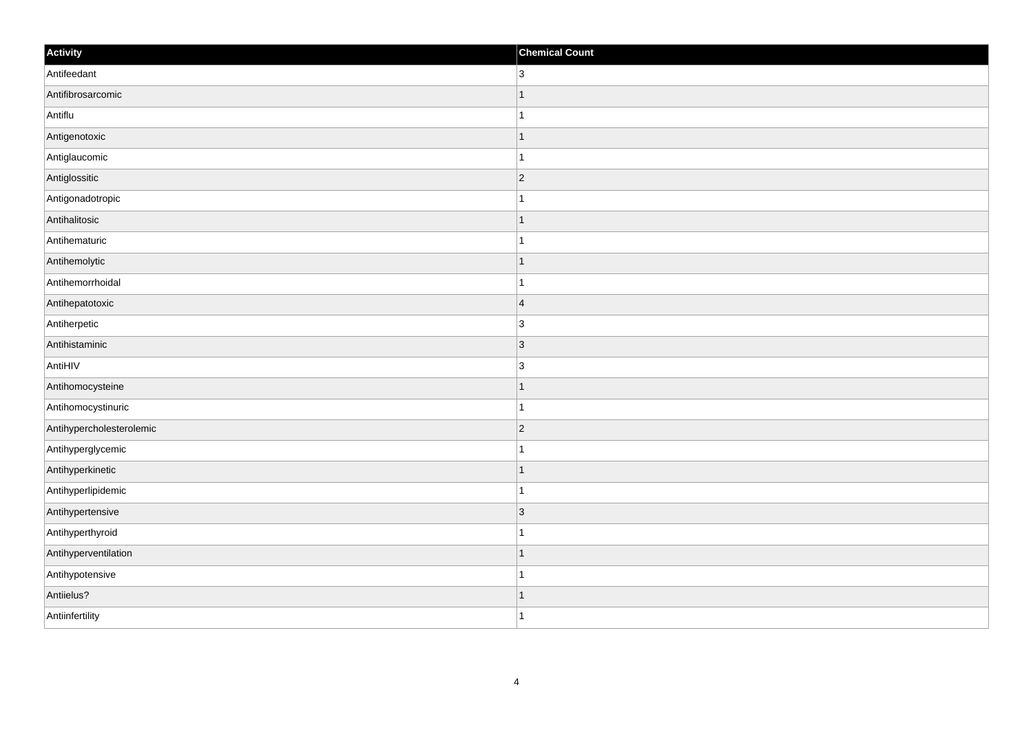| Activity | Chemical Count |
| --- | --- |
| Antifeedant | 3 |
| Antifibrosarcomic | 1 |
| Antiflu | 1 |
| Antigenotoxic | 1 |
| Antiglaucomic | 1 |
| Antiglossitic | 2 |
| Antigonadotropic | 1 |
| Antihalitosic | 1 |
| Antihematuric | 1 |
| Antihemolytic | 1 |
| Antihemorrhoidal | 1 |
| Antihepatotoxic | 4 |
| Antiherpetic | 3 |
| Antihistaminic | 3 |
| AntiHIV | 3 |
| Antihomocysteine | 1 |
| Antihomocystinuric | 1 |
| Antihypercholesterolemic | 2 |
| Antihyperglycemic | 1 |
| Antihyperkinetic | 1 |
| Antihyperlipidemic | 1 |
| Antihypertensive | 3 |
| Antihyperthyroid | 1 |
| Antihyperventilation | 1 |
| Antihypotensive | 1 |
| Antiielus? | 1 |
| Antiinfertility | 1 |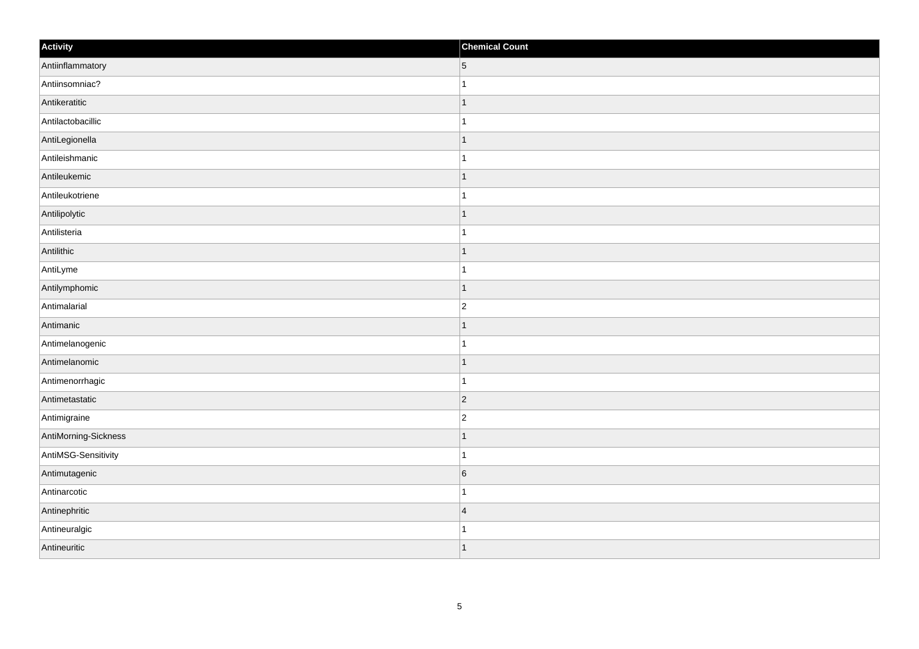| Activity | Chemical Count |
| --- | --- |
| Antiinflammatory | 5 |
| Antiinsomniac? | 1 |
| Antikeratitic | 1 |
| Antilactobacillic | 1 |
| AntiLegionella | 1 |
| Antileishmanic | 1 |
| Antileukemic | 1 |
| Antileukotriene | 1 |
| Antilipolytic | 1 |
| Antilisteria | 1 |
| Antilithic | 1 |
| AntiLyme | 1 |
| Antilymphomic | 1 |
| Antimalarial | 2 |
| Antimanic | 1 |
| Antimelanogenic | 1 |
| Antimelanomic | 1 |
| Antimenorrhagic | 1 |
| Antimetastatic | 2 |
| Antimigraine | 2 |
| AntiMorning-Sickness | 1 |
| AntiMSG-Sensitivity | 1 |
| Antimutagenic | 6 |
| Antinarcotic | 1 |
| Antinephritic | 4 |
| Antineuralgic | 1 |
| Antineuritic | 1 |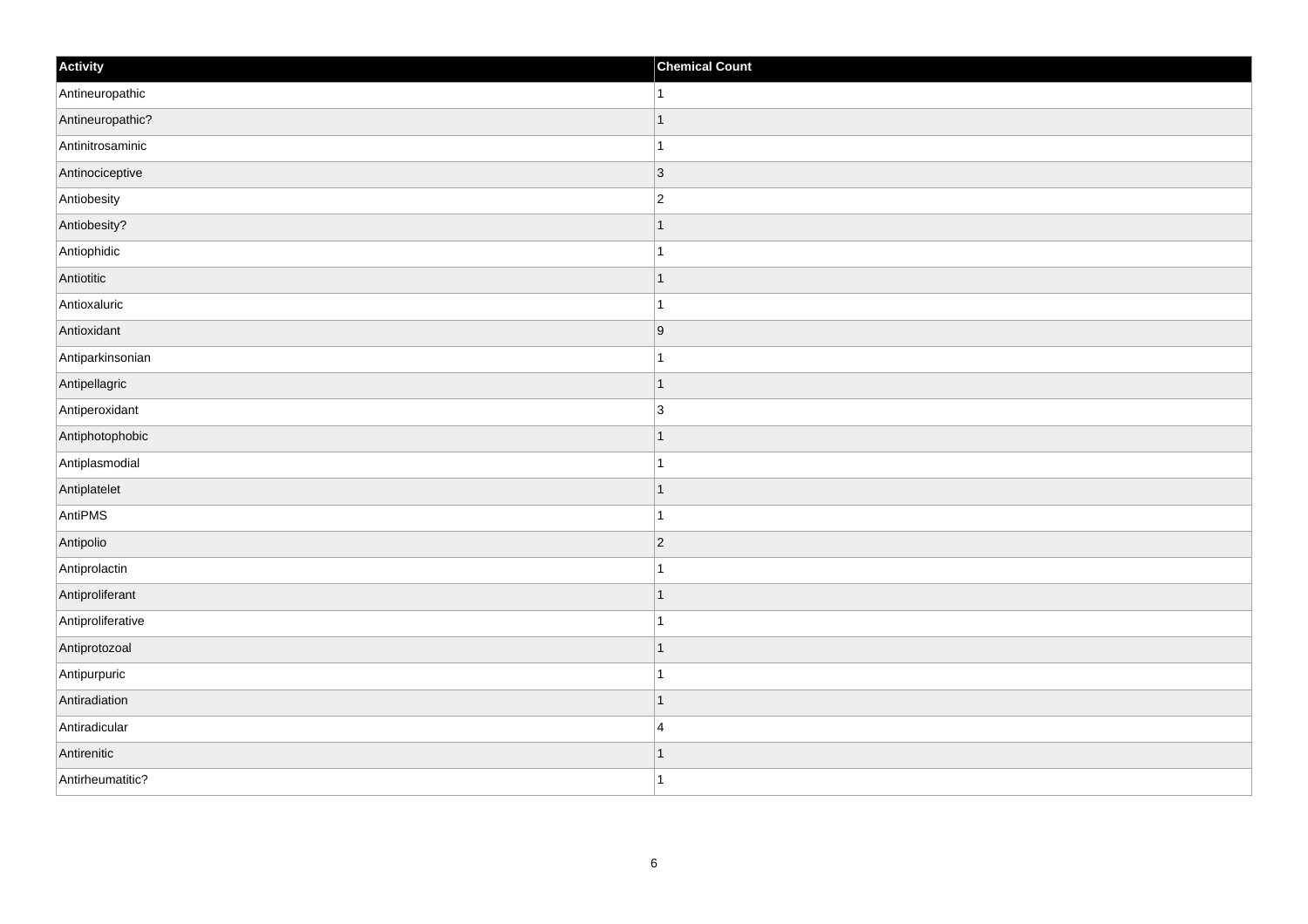| Activity | Chemical Count |
| --- | --- |
| Antineuropathic | 1 |
| Antineuropathic? | 1 |
| Antinitrosaminic | 1 |
| Antinociceptive | 3 |
| Antiobesity | 2 |
| Antiobesity? | 1 |
| Antiophidic | 1 |
| Antiotitic | 1 |
| Antioxaluric | 1 |
| Antioxidant | 9 |
| Antiparkinsonian | 1 |
| Antipellagric | 1 |
| Antiperoxidant | 3 |
| Antiphotophobic | 1 |
| Antiplasmodial | 1 |
| Antiplatelet | 1 |
| AntiPMS | 1 |
| Antipolio | 2 |
| Antiprolactin | 1 |
| Antiproliferant | 1 |
| Antiproliferative | 1 |
| Antiprotozoal | 1 |
| Antipurpuric | 1 |
| Antiradiation | 1 |
| Antiradicular | 4 |
| Antirenitic | 1 |
| Antirheumatitic? | 1 |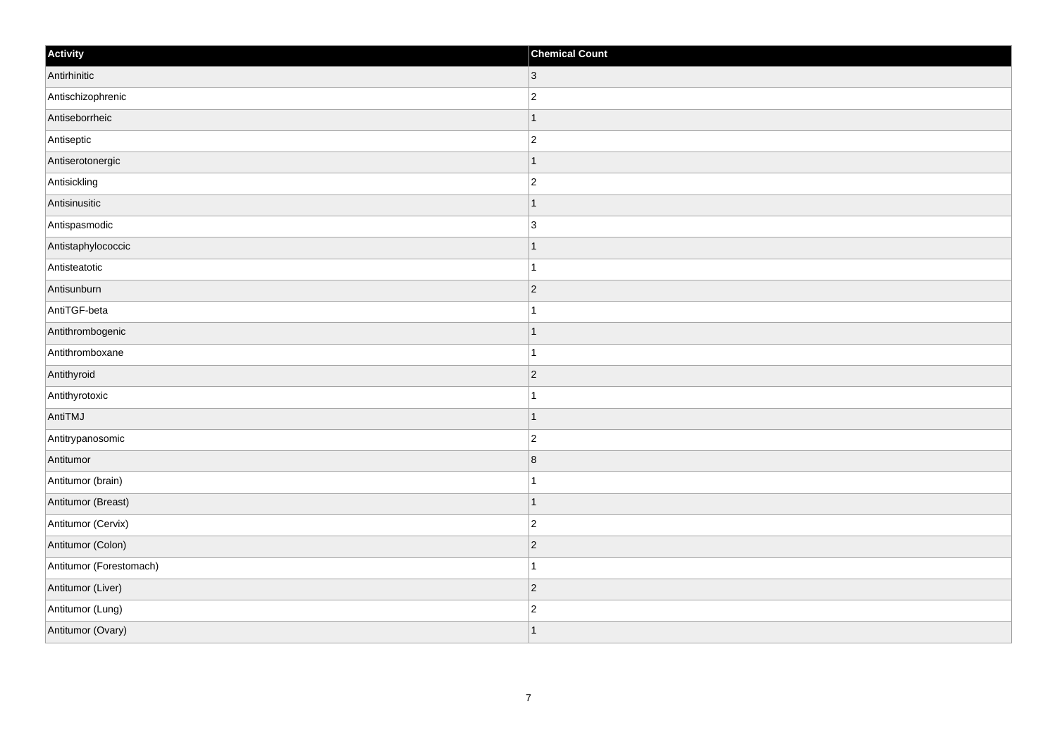| Activity | Chemical Count |
| --- | --- |
| Antirhinitic | 3 |
| Antischizophrenic | 2 |
| Antiseborrheic | 1 |
| Antiseptic | 2 |
| Antiserotonergic | 1 |
| Antisickling | 2 |
| Antisinusitic | 1 |
| Antispasmodic | 3 |
| Antistaphylococcic | 1 |
| Antisteatotic | 1 |
| Antisunburn | 2 |
| AntiTGF-beta | 1 |
| Antithrombogenic | 1 |
| Antithromboxane | 1 |
| Antithyroid | 2 |
| Antithyrotoxic | 1 |
| AntiTMJ | 1 |
| Antitrypanosomic | 2 |
| Antitumor | 8 |
| Antitumor (brain) | 1 |
| Antitumor (Breast) | 1 |
| Antitumor (Cervix) | 2 |
| Antitumor (Colon) | 2 |
| Antitumor (Forestomach) | 1 |
| Antitumor (Liver) | 2 |
| Antitumor (Lung) | 2 |
| Antitumor (Ovary) | 1 |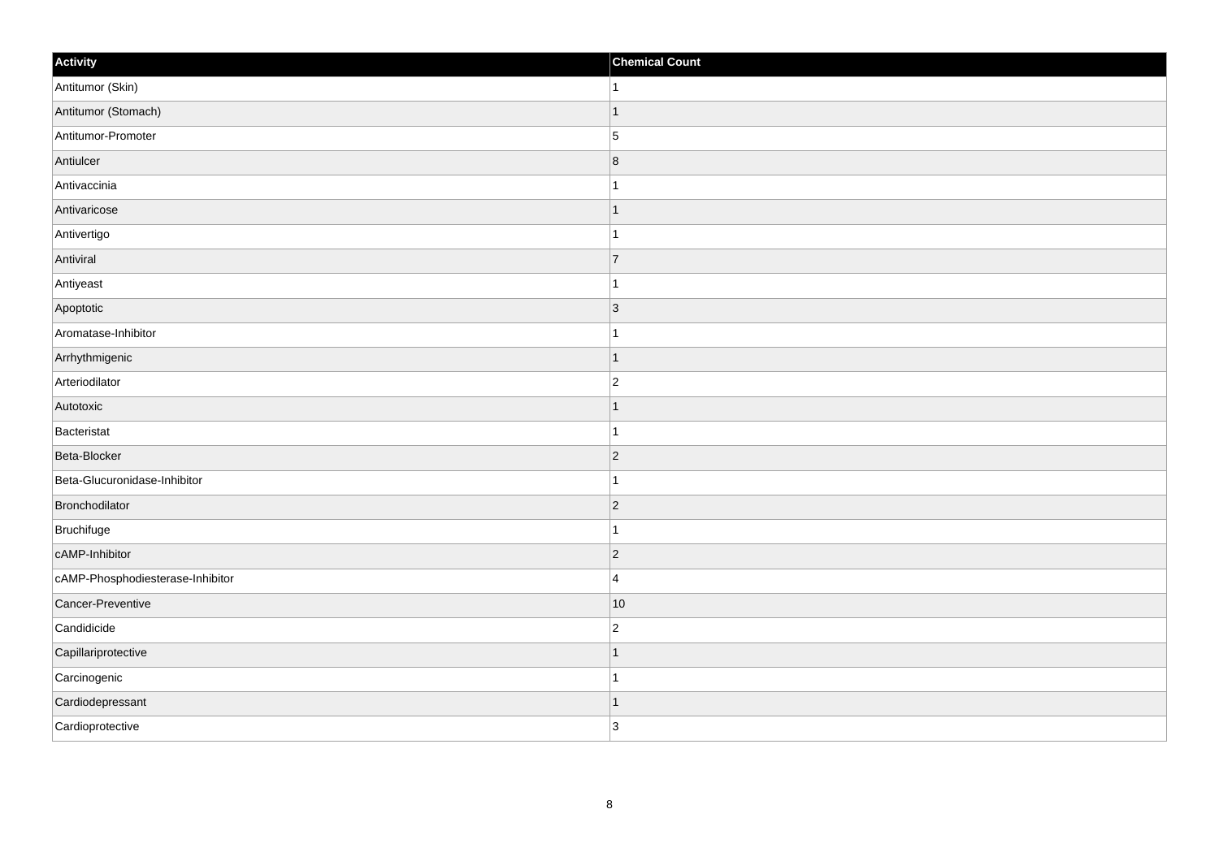| Activity | Chemical Count |
| --- | --- |
| Antitumor (Skin) | 1 |
| Antitumor (Stomach) | 1 |
| Antitumor-Promoter | 5 |
| Antiulcer | 8 |
| Antivaccinia | 1 |
| Antivaricose | 1 |
| Antivertigo | 1 |
| Antiviral | 7 |
| Antiyeast | 1 |
| Apoptotic | 3 |
| Aromatase-Inhibitor | 1 |
| Arrhythmigenic | 1 |
| Arteriodilator | 2 |
| Autotoxic | 1 |
| Bacteristat | 1 |
| Beta-Blocker | 2 |
| Beta-Glucuronidase-Inhibitor | 1 |
| Bronchodilator | 2 |
| Bruchifuge | 1 |
| cAMP-Inhibitor | 2 |
| cAMP-Phosphodiesterase-Inhibitor | 4 |
| Cancer-Preventive | 10 |
| Candidicide | 2 |
| Capillariprotective | 1 |
| Carcinogenic | 1 |
| Cardiodepressant | 1 |
| Cardioprotective | 3 |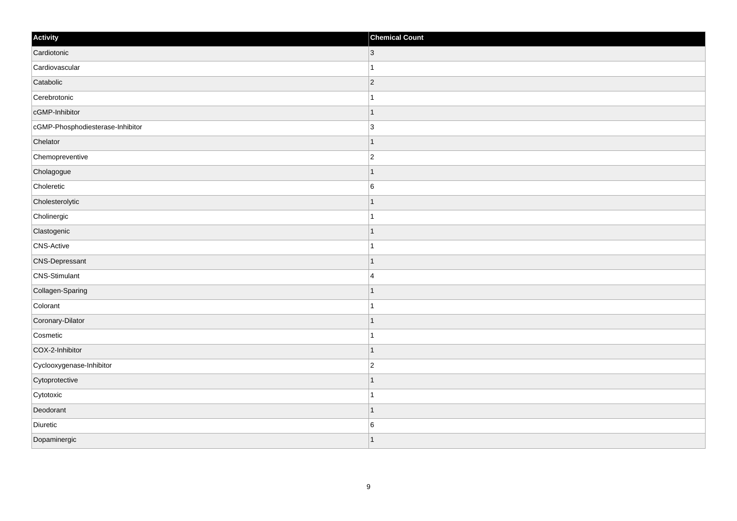| Activity | Chemical Count |
| --- | --- |
| Cardiotonic | 3 |
| Cardiovascular | 1 |
| Catabolic | 2 |
| Cerebrotonic | 1 |
| cGMP-Inhibitor | 1 |
| cGMP-Phosphodiesterase-Inhibitor | 3 |
| Chelator | 1 |
| Chemopreventive | 2 |
| Cholagogue | 1 |
| Choleretic | 6 |
| Cholesterolytic | 1 |
| Cholinergic | 1 |
| Clastogenic | 1 |
| CNS-Active | 1 |
| CNS-Depressant | 1 |
| CNS-Stimulant | 4 |
| Collagen-Sparing | 1 |
| Colorant | 1 |
| Coronary-Dilator | 1 |
| Cosmetic | 1 |
| COX-2-Inhibitor | 1 |
| Cyclooxygenase-Inhibitor | 2 |
| Cytoprotective | 1 |
| Cytotoxic | 1 |
| Deodorant | 1 |
| Diuretic | 6 |
| Dopaminergic | 1 |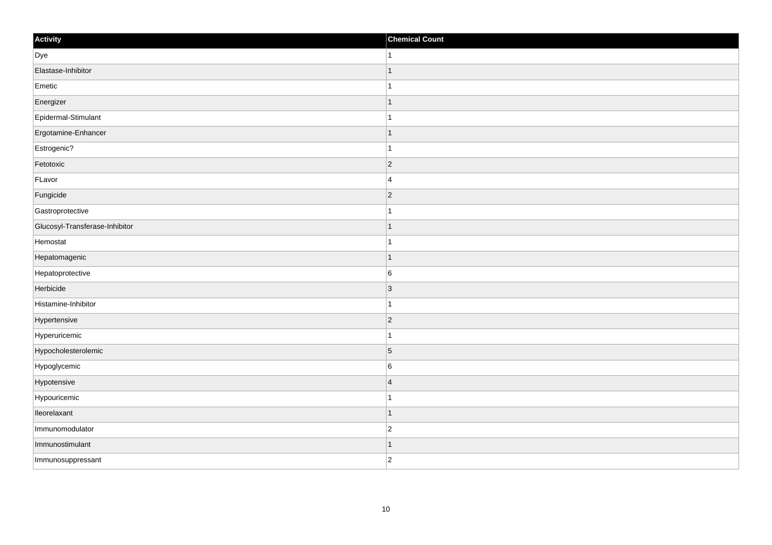| Activity | Chemical Count |
| --- | --- |
| Dye | 1 |
| Elastase-Inhibitor | 1 |
| Emetic | 1 |
| Energizer | 1 |
| Epidermal-Stimulant | 1 |
| Ergotamine-Enhancer | 1 |
| Estrogenic? | 1 |
| Fetotoxic | 2 |
| FLavor | 4 |
| Fungicide | 2 |
| Gastroprotective | 1 |
| Glucosyl-Transferase-Inhibitor | 1 |
| Hemostat | 1 |
| Hepatomagenic | 1 |
| Hepatoprotective | 6 |
| Herbicide | 3 |
| Histamine-Inhibitor | 1 |
| Hypertensive | 2 |
| Hyperuricemic | 1 |
| Hypocholesterolemic | 5 |
| Hypoglycemic | 6 |
| Hypotensive | 4 |
| Hypouricemic | 1 |
| Ileorelaxant | 1 |
| Immunomodulator | 2 |
| Immunostimulant | 1 |
| Immunosuppressant | 2 |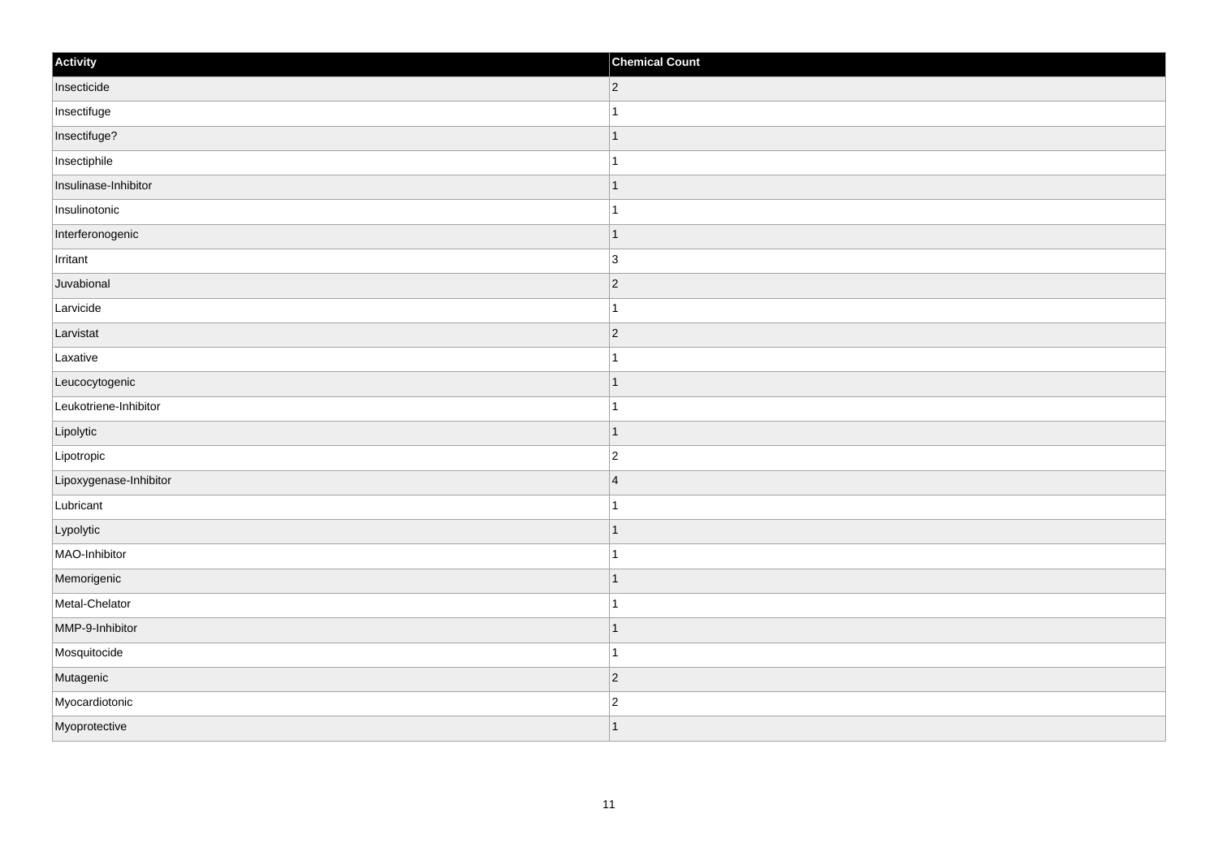| Activity | Chemical Count |
| --- | --- |
| Insecticide | 2 |
| Insectifuge | 1 |
| Insectifuge? | 1 |
| Insectiphile | 1 |
| Insulinase-Inhibitor | 1 |
| Insulinotonic | 1 |
| Interferonogenic | 1 |
| Irritant | 3 |
| Juvabional | 2 |
| Larvicide | 1 |
| Larvistat | 2 |
| Laxative | 1 |
| Leucocytogenic | 1 |
| Leukotriene-Inhibitor | 1 |
| Lipolytic | 1 |
| Lipotropic | 2 |
| Lipoxygenase-Inhibitor | 4 |
| Lubricant | 1 |
| Lypolytic | 1 |
| MAO-Inhibitor | 1 |
| Memorigenic | 1 |
| Metal-Chelator | 1 |
| MMP-9-Inhibitor | 1 |
| Mosquitocide | 1 |
| Mutagenic | 2 |
| Myocardiotonic | 2 |
| Myoprotective | 1 |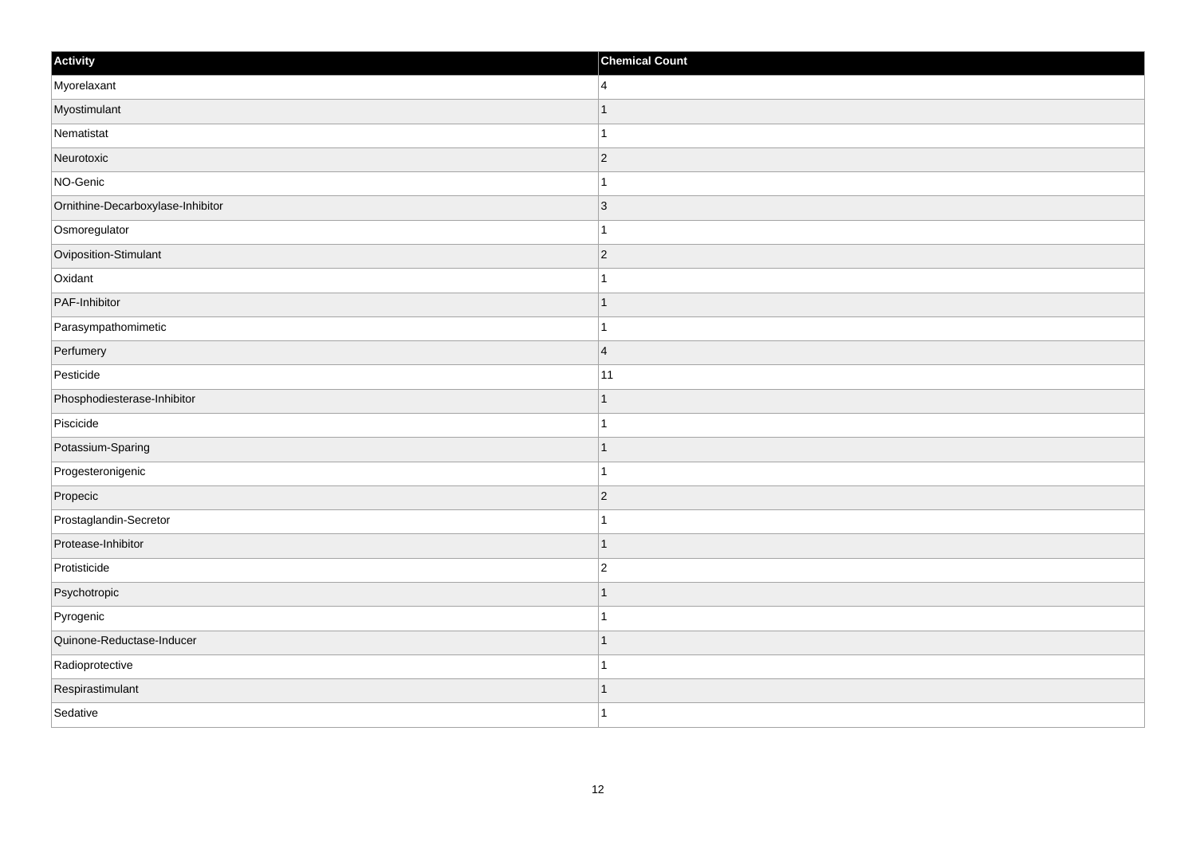| Activity | Chemical Count |
| --- | --- |
| Myorelaxant | 4 |
| Myostimulant | 1 |
| Nematistat | 1 |
| Neurotoxic | 2 |
| NO-Genic | 1 |
| Ornithine-Decarboxylase-Inhibitor | 3 |
| Osmoregulator | 1 |
| Oviposition-Stimulant | 2 |
| Oxidant | 1 |
| PAF-Inhibitor | 1 |
| Parasympathomimetic | 1 |
| Perfumery | 4 |
| Pesticide | 11 |
| Phosphodiesterase-Inhibitor | 1 |
| Piscicide | 1 |
| Potassium-Sparing | 1 |
| Progesteronigenic | 1 |
| Propecic | 2 |
| Prostaglandin-Secretor | 1 |
| Protease-Inhibitor | 1 |
| Protisticide | 2 |
| Psychotropic | 1 |
| Pyrogenic | 1 |
| Quinone-Reductase-Inducer | 1 |
| Radioprotective | 1 |
| Respirastimulant | 1 |
| Sedative | 1 |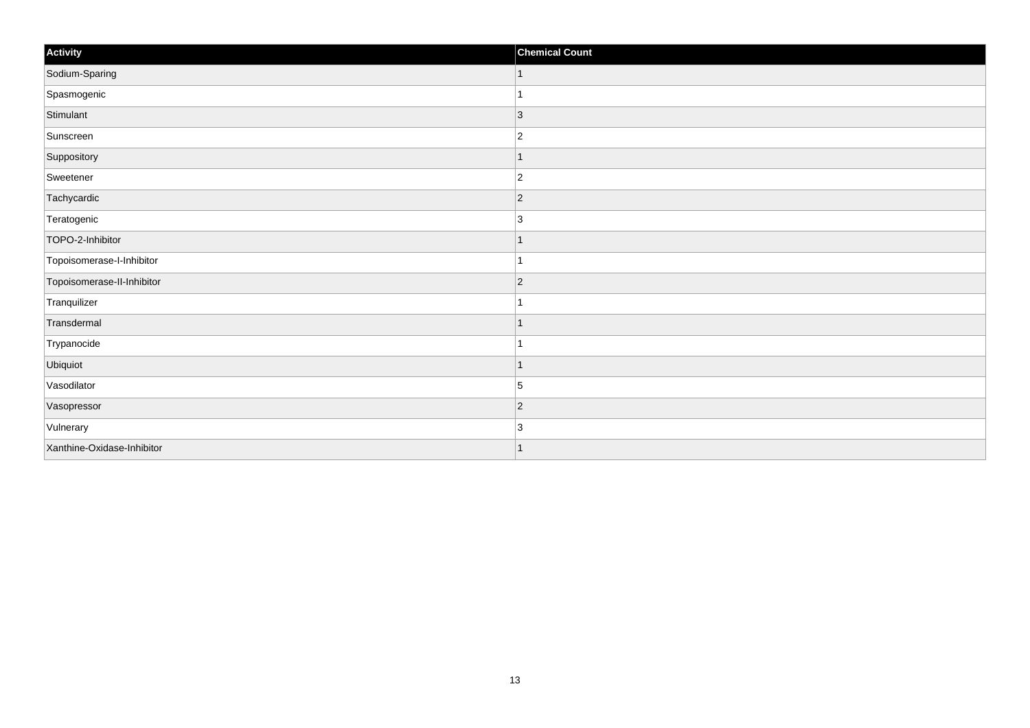| Activity | Chemical Count |
| --- | --- |
| Sodium-Sparing | 1 |
| Spasmogenic | 1 |
| Stimulant | 3 |
| Sunscreen | 2 |
| Suppository | 1 |
| Sweetener | 2 |
| Tachycardic | 2 |
| Teratogenic | 3 |
| TOPO-2-Inhibitor | 1 |
| Topoisomerase-I-Inhibitor | 1 |
| Topoisomerase-II-Inhibitor | 2 |
| Tranquilizer | 1 |
| Transdermal | 1 |
| Trypanocide | 1 |
| Ubiquiot | 1 |
| Vasodilator | 5 |
| Vasopressor | 2 |
| Vulnerary | 3 |
| Xanthine-Oxidase-Inhibitor | 1 |